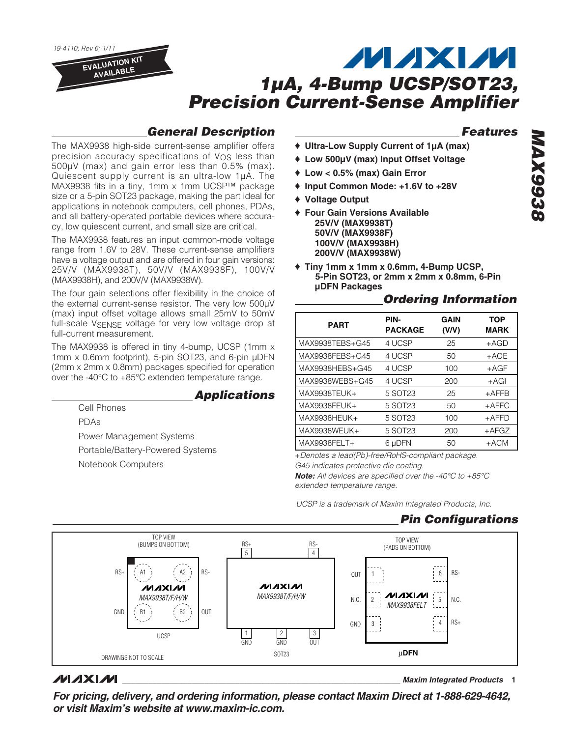19-4110; Rev 6; 1/11

EVALUATION KIT AVAILABLE

# 1µA, 4-Bump UCSP/SOT23, Precision Current-Sense Amplifier

## General Description

The MAX9938 high-side current-sense amplifier offers precision accuracy specifications of $V_{OS}$ less than 500µV (max) and gain error less than 0.5% (max). Quiescent supply current is an ultra-low 1µA. The MAX9938 fits in a tiny, 1mm x 1mm UCSP™ package size or a 5-pin SOT23 package, making the part ideal for applications in notebook computers, cell phones, PDAs, and all battery-operated portable devices where accuracy, low quiescent current, and small size are critical.

The MAX9938 features an input common-mode voltage range from 1.6V to 28V. These current-sense amplifiers have a voltage output and are offered in four gain versions: 25V/V (MAX9938T), 50V/V (MAX9938F), 100V/V (MAX9938H), and 200V/V (MAX9938W).

The four gain selections offer flexibility in the choice of the external current-sense resistor. The very low 500µV (max) input offset voltage allows small 25mV to 50mV full-scale $V_{SENSE}$ voltage for very low voltage drop at full-current measurement.

The MAX9938 is offered in tiny 4-bump, UCSP (1mm x 1mm x 0.6mm footprint), 5-pin SOT23, and 6-pin µDFN (2mm x 2mm x 0.8mm) packages specified for operation over the -40°C to +85°C extended temperature range.

## Applications

- Cell Phones
- PDAs
- Power Management Systems
- Portable/Battery-Powered Systems
- Notebook Computers

## Features

- ♦ **Ultra-Low Supply Current of 1µA (max)**
- ♦ **Low 500µV (max) Input Offset Voltage**
- ♦ **Low < 0.5% (max) Gain Error**
- ♦ **Input Common Mode: +1.6V to +28V**
- ♦ **Voltage Output**
- ♦ **Four Gain Versions Available**
  - **25V/V (MAX9938T)**
  - **50V/V (MAX9938F)**
  - **100V/V (MAX9938H)**
  - **200V/V (MAX9938W)**
- ♦ **Tiny 1mm x 1mm x 0.6mm, 4-Bump UCSP, 5-Pin SOT23, or 2mm x 2mm x 0.8mm, 6-Pin µDFN Packages**

## Ordering Information

| PART | PIN-PACKAGE | GAIN (V/V) | TOP MARK |
|---|---|---|---|
| MAX9938TEBS+G45 | 4 UCSP | 25 | +AGD |
| MAX9938FEBS+G45 | 4 UCSP | 50 | +AGE |
| MAX9938HEBS+G45 | 4 UCSP | 100 | +AGF |
| MAX9938WEBS+G45 | 4 UCSP | 200 | +AGI |
| MAX9938TEUK+ | 5 SOT23 | 25 | +AFFB |
| MAX9938FEUK+ | 5 SOT23 | 50 | +AFFC |
| MAX9938HEUK+ | 5 SOT23 | 100 | +AFFD |
| MAX9938WEUK+ | 5 SOT23 | 200 | +AFGZ |
| MAX9938FELT+ | 6 µDFN | 50 | +ACM |

*+Denotes a lead(Pb)-free/RoHS-compliant package.*
*G45 indicates protective die coating.*
***Note:** All devices are specified over the -40°C to +85°C extended temperature range.*

*UCSP is a trademark of Maxim Integrated Products, Inc.*

## Pin Configurations

**UCSP** — TOP VIEW (BUMPS ON BOTTOM), MAX9938T/F/H/W: A1 = RS+, A2 = RS-, B1 = GND, B2 = OUT

**SOT23** — MAX9938T/F/H/W: 1 = GND, 2 = GND, 3 = OUT, 4 = RS-, 5 = RS+

**µDFN** — TOP VIEW (PADS ON BOTTOM), MAX9938FELT: 1 = OUT, 2 = N.C., 3 = GND, 4 = RS+, 5 = N.C., 6 = RS-

DRAWINGS NOT TO SCALE

**For pricing, delivery, and ordering information, please contact Maxim Direct at 1-888-629-4642, or visit Maxim's website at www.maxim-ic.com.**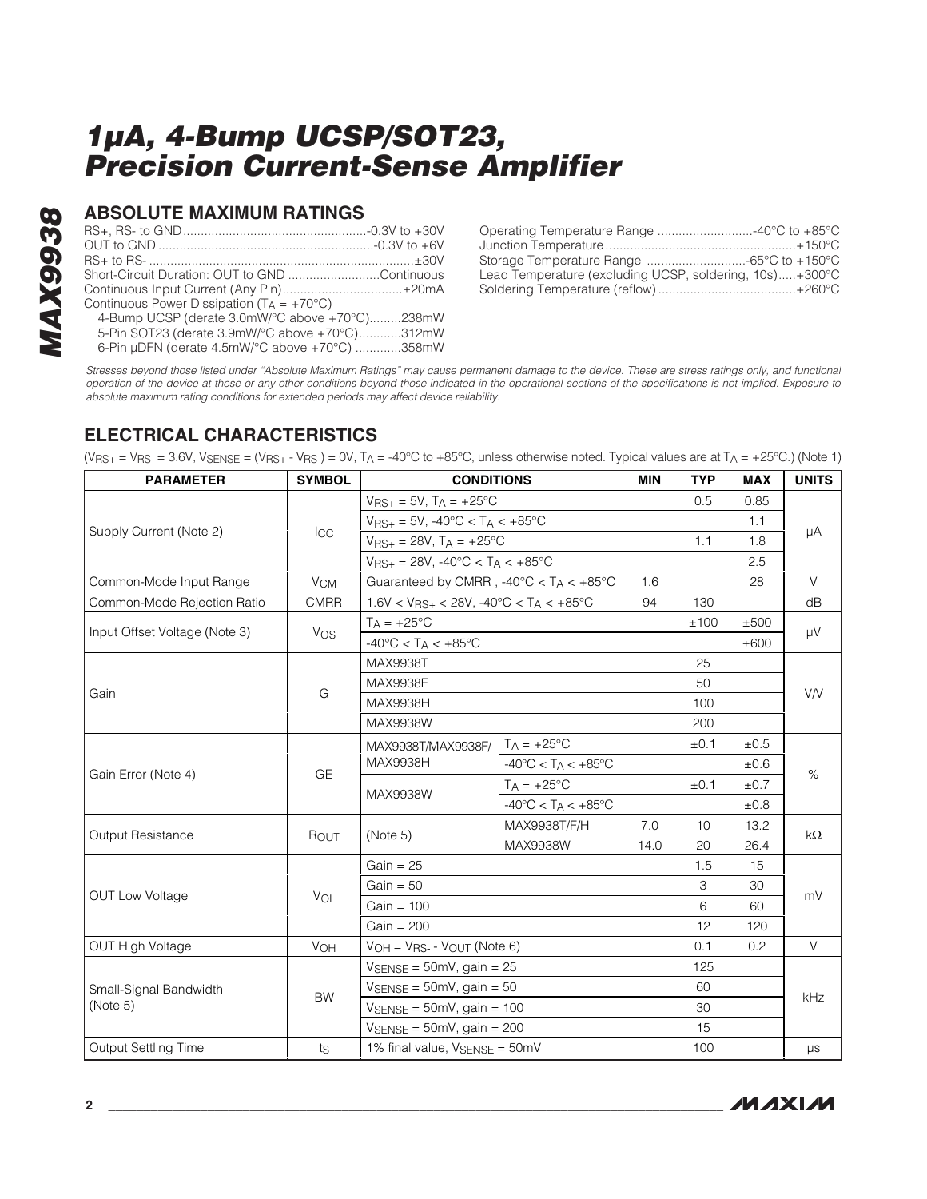## ABSOLUTE MAXIMUM RATINGS

RS+, RS- to GND....................................................-0.3V to +30V
OUT to GND ............................................................-0.3V to +6V
RS+ to RS- ..........................................................................±30V
Short-Circuit Duration: OUT to GND ..........................Continuous
Continuous Input Current (Any Pin)..................................±20mA
Continuous Power Dissipation ($T_A$ = +70°C)
  4-Bump UCSP (derate 3.0mW/°C above +70°C).........238mW
  5-Pin SOT23 (derate 3.9mW/°C above +70°C)............312mW
  6-Pin µDFN (derate 4.5mW/°C above +70°C) .............358mW

Operating Temperature Range ...........................-40°C to +85°C
Junction Temperature......................................................+150°C
Storage Temperature Range ............................-65°C to +150°C
Lead Temperature (excluding UCSP, soldering, 10s).....+300°C
Soldering Temperature (reflow) .......................................+260°C

*Stresses beyond those listed under "Absolute Maximum Ratings" may cause permanent damage to the device. These are stress ratings only, and functional operation of the device at these or any other conditions beyond those indicated in the operational sections of the specifications is not implied. Exposure to absolute maximum rating conditions for extended periods may affect device reliability.*

## ELECTRICAL CHARACTERISTICS

($V_{RS+}$ = $V_{RS-}$ = 3.6V, $V_{SENSE}$ = ($V_{RS+}$ - $V_{RS-}$) = 0V, $T_A$ = -40°C to +85°C, unless otherwise noted. Typical values are at $T_A$ = +25°C.) (Note 1)

| PARAMETER | SYMBOL | CONDITIONS | | MIN | TYP | MAX | UNITS |
|---|---|---|---|---|---|---|---|
| Supply Current (Note 2) | $I_{CC}$ | $V_{RS+}$ = 5V, $T_A$ = +25°C | | | 0.5 | 0.85 | µA |
| | | $V_{RS+}$ = 5V, -40°C < $T_A$ < +85°C | | | | 1.1 | |
| | | $V_{RS+}$ = 28V, $T_A$ = +25°C | | | 1.1 | 1.8 | |
| | | $V_{RS+}$ = 28V, -40°C < $T_A$ < +85°C | | | | 2.5 | |
| Common-Mode Input Range | $V_{CM}$ | Guaranteed by CMRR , -40°C < $T_A$ < +85°C | | 1.6 | | 28 | V |
| Common-Mode Rejection Ratio | CMRR | 1.6V < $V_{RS+}$ < 28V, -40°C < $T_A$ < +85°C | | 94 | 130 | | dB |
| Input Offset Voltage (Note 3) | $V_{OS}$ | $T_A$ = +25°C | | | ±100 | ±500 | µV |
| | | -40°C < $T_A$ < +85°C | | | | ±600 | |
| Gain | G | MAX9938T | | | 25 | | V/V |
| | | MAX9938F | | | 50 | | |
| | | MAX9938H | | | 100 | | |
| | | MAX9938W | | | 200 | | |
| Gain Error (Note 4) | GE | MAX9938T/MAX9938F/ MAX9938H | $T_A$ = +25°C | | ±0.1 | ±0.5 | % |
| | | | -40°C < $T_A$ < +85°C | | | ±0.6 | |
| | | MAX9938W | $T_A$ = +25°C | | ±0.1 | ±0.7 | |
| | | | -40°C < $T_A$ < +85°C | | | ±0.8 | |
| Output Resistance | $R_{OUT}$ | (Note 5) | MAX9938T/F/H | 7.0 | 10 | 13.2 | kΩ |
| | | | MAX9938W | 14.0 | 20 | 26.4 | |
| OUT Low Voltage | $V_{OL}$ | Gain = 25 | | | 1.5 | 15 | mV |
| | | Gain = 50 | | | 3 | 30 | |
| | | Gain = 100 | | | 6 | 60 | |
| | | Gain = 200 | | | 12 | 120 | |
| OUT High Voltage | $V_{OH}$ | $V_{OH}$ = $V_{RS-}$ - $V_{OUT}$ (Note 6) | | | 0.1 | 0.2 | V |
| Small-Signal Bandwidth (Note 5) | BW | $V_{SENSE}$ = 50mV, gain = 25 | | | 125 | | kHz |
| | | $V_{SENSE}$ = 50mV, gain = 50 | | | 60 | | |
| | | $V_{SENSE}$ = 50mV, gain = 100 | | | 30 | | |
| | | $V_{SENSE}$ = 50mV, gain = 200 | | | 15 | | |
| Output Settling Time | $t_S$ | 1% final value, $V_{SENSE}$ = 50mV | | | 100 | | µs |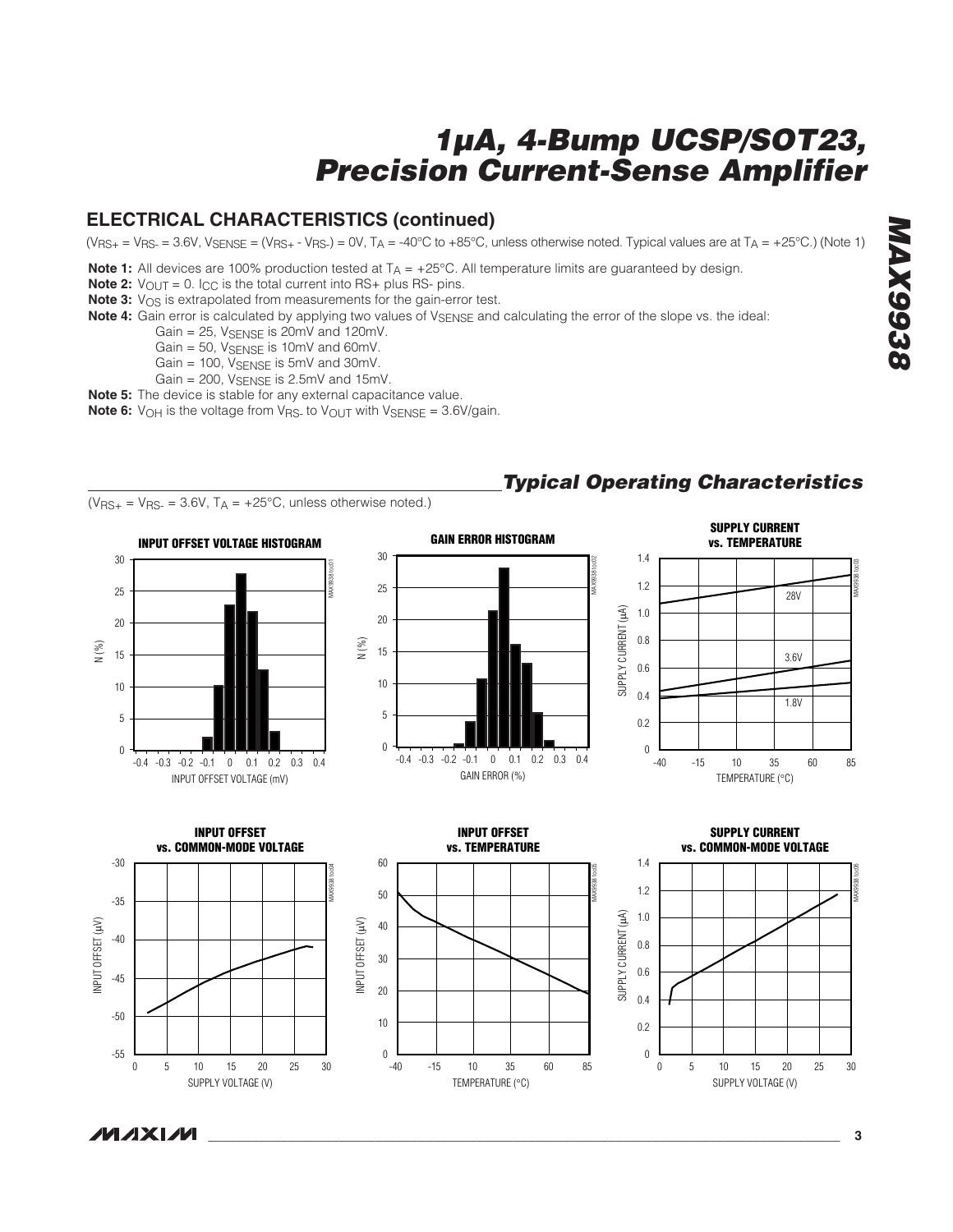## ELECTRICAL CHARACTERISTICS (continued)

($V_{RS+} = V_{RS-} = 3.6V$, $V_{SENSE} = (V_{RS+} - V_{RS-}) = 0V$, $T_A = -40°C$ to $+85°C$, unless otherwise noted. Typical values are at $T_A = +25°C$.) (Note 1)

**Note 1:** All devices are 100% production tested at $T_A = +25°C$. All temperature limits are guaranteed by design.

**Note 2:** $V_{OUT} = 0$. $I_{CC}$ is the total current into RS+ plus RS- pins.

**Note 3:** $V_{OS}$ is extrapolated from measurements for the gain-error test.

**Note 4:** Gain error is calculated by applying two values of $V_{SENSE}$ and calculating the error of the slope vs. the ideal:
- Gain = 25, $V_{SENSE}$ is 20mV and 120mV.
- Gain = 50, $V_{SENSE}$ is 10mV and 60mV.
- Gain = 100, $V_{SENSE}$ is 5mV and 30mV.
- Gain = 200, $V_{SENSE}$ is 2.5mV and 15mV.

**Note 5:** The device is stable for any external capacitance value.

**Note 6:** $V_{OH}$ is the voltage from $V_{RS-}$ to $V_{OUT}$ with $V_{SENSE} = 3.6V/\text{gain}$.

## *Typical Operating Characteristics*

($V_{RS+} = V_{RS-} = 3.6V$, $T_A = +25°C$, unless otherwise noted.)

**INPUT OFFSET VOLTAGE HISTOGRAM**

**GAIN ERROR HISTOGRAM**

**SUPPLY CURRENT vs. TEMPERATURE**

**INPUT OFFSET vs. COMMON-MODE VOLTAGE**

**INPUT OFFSET vs. TEMPERATURE**

**SUPPLY CURRENT vs. COMMON-MODE VOLTAGE**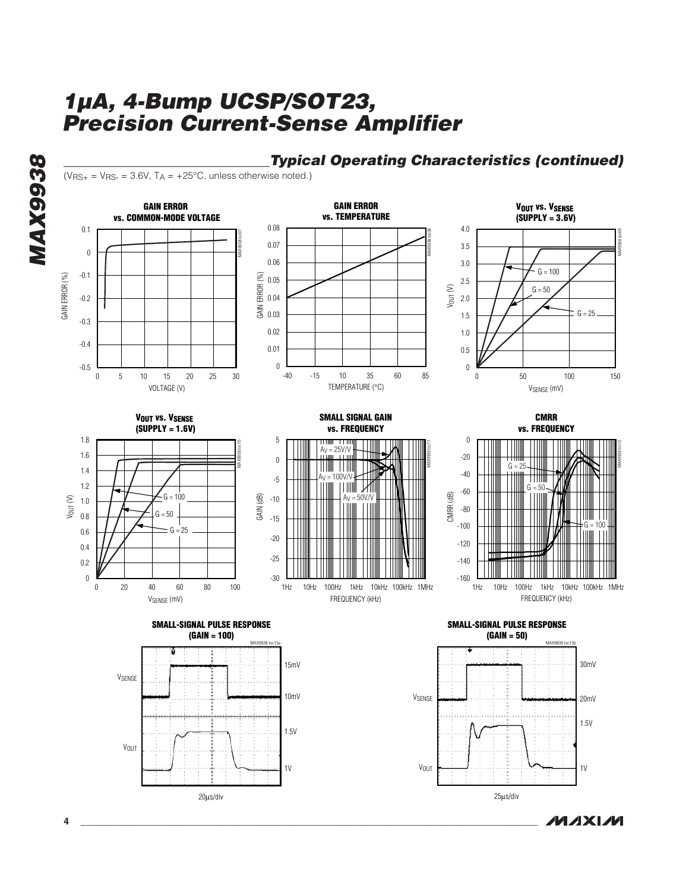## Typical Operating Characteristics (continued)

($V_{RS+} = V_{RS-} = 3.6V$, $T_A = +25°C$, unless otherwise noted.)

**GAIN ERROR vs. COMMON-MODE VOLTAGE**

**GAIN ERROR vs. TEMPERATURE**

**$V_{OUT}$ vs. $V_{SENSE}$ (SUPPLY = 3.6V)**

**$V_{OUT}$ vs. $V_{SENSE}$ (SUPPLY = 1.6V)**

**SMALL SIGNAL GAIN vs. FREQUENCY**

**CMRR vs. FREQUENCY**

**SMALL-SIGNAL PULSE RESPONSE (GAIN = 100)**

**SMALL-SIGNAL PULSE RESPONSE (GAIN = 50)**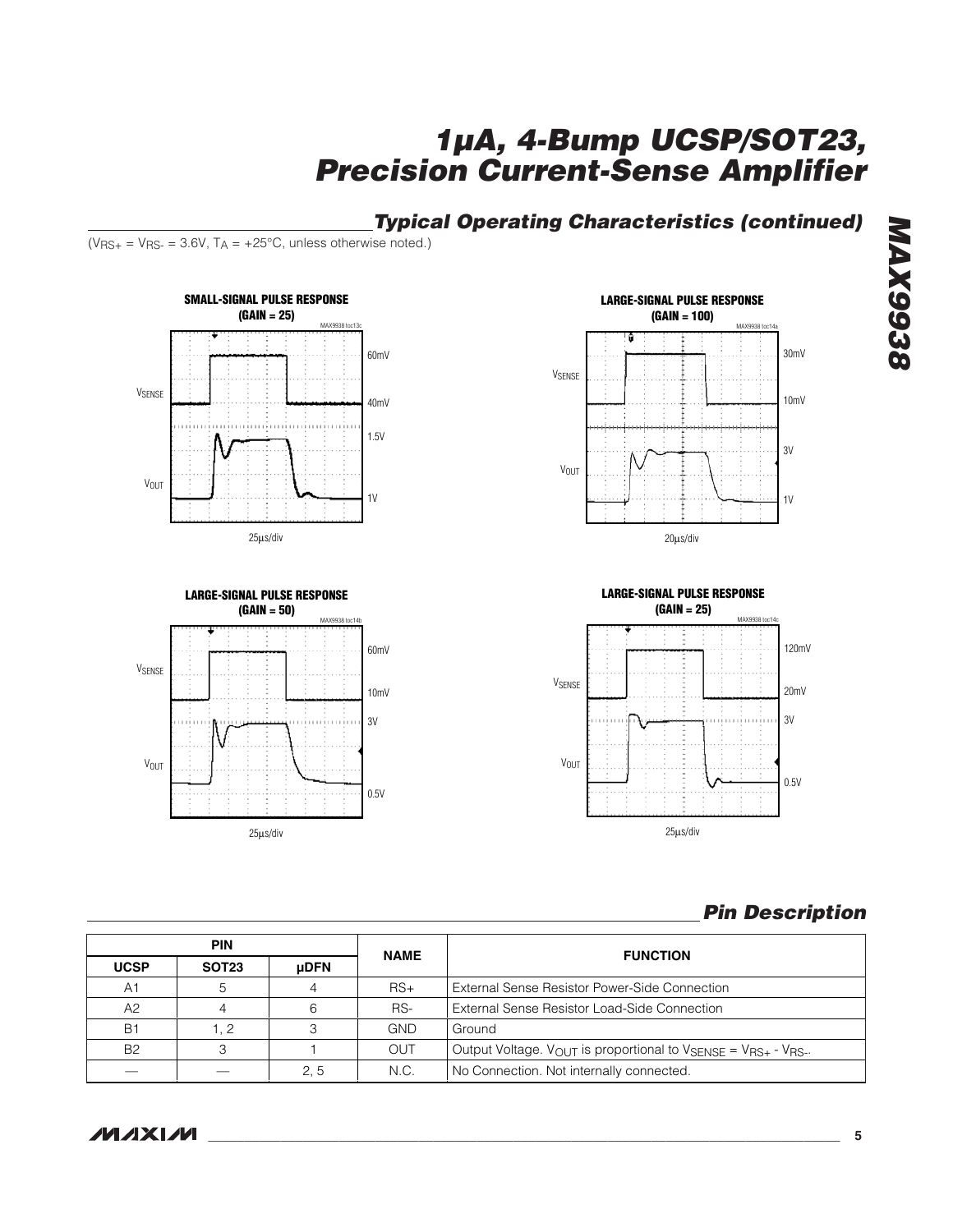## Typical Operating Characteristics (continued)

($V_{RS+} = V_{RS-} = 3.6V$, $T_A = +25°C$, unless otherwise noted.)

**SMALL-SIGNAL PULSE RESPONSE (GAIN = 25)**

MAX9938 toc13c

$V_{SENSE}$: 60mV, 40mV

$V_{OUT}$: 1.5V, 1V

25µs/div

**LARGE-SIGNAL PULSE RESPONSE (GAIN = 100)**

MAX9938 toc14a

$V_{SENSE}$: 30mV, 10mV

$V_{OUT}$: 3V, 1V

20µs/div

**LARGE-SIGNAL PULSE RESPONSE (GAIN = 50)**

MAX9938 toc14b

$V_{SENSE}$: 60mV, 10mV

$V_{OUT}$: 3V, 0.5V

25µs/div

**LARGE-SIGNAL PULSE RESPONSE (GAIN = 25)**

MAX9938 toc14c

$V_{SENSE}$: 120mV, 20mV

$V_{OUT}$: 3V, 0.5V

25µs/div

## Pin Description

| PIN | | | NAME | FUNCTION |
|---|---|---|---|---|
| UCSP | SOT23 | µDFN | | |
| A1 | 5 | 4 | RS+ | External Sense Resistor Power-Side Connection |
| A2 | 4 | 6 | RS- | External Sense Resistor Load-Side Connection |
| B1 | 1, 2 | 3 | GND | Ground |
| B2 | 3 | 1 | OUT | Output Voltage. $V_{OUT}$ is proportional to $V_{SENSE} = V_{RS+} - V_{RS-}$. |
| — | — | 2, 5 | N.C. | No Connection. Not internally connected. |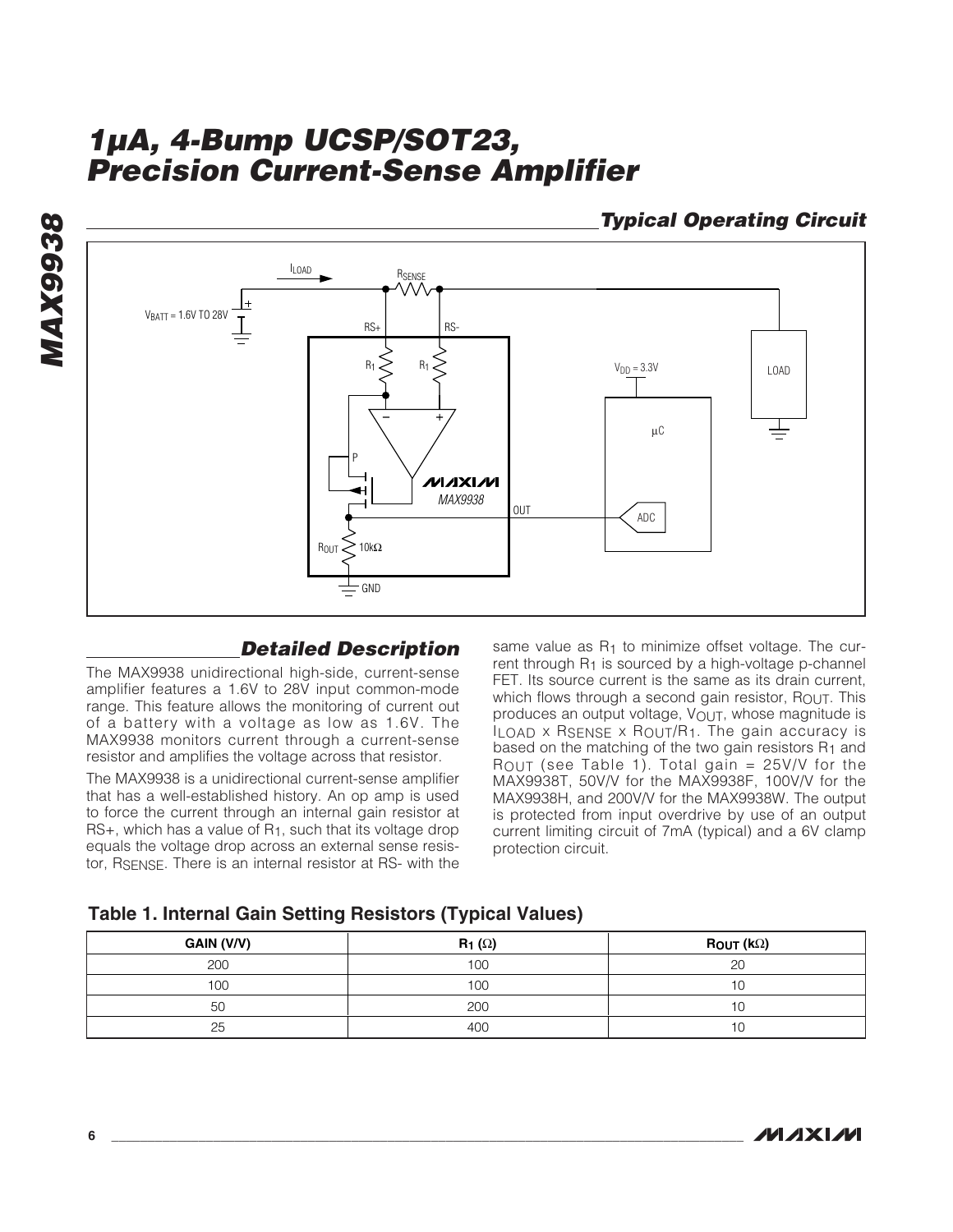## Typical Operating Circuit

## Detailed Description

The MAX9938 unidirectional high-side, current-sense amplifier features a 1.6V to 28V input common-mode range. This feature allows the monitoring of current out of a battery with a voltage as low as 1.6V. The MAX9938 monitors current through a current-sense resistor and amplifies the voltage across that resistor.

The MAX9938 is a unidirectional current-sense amplifier that has a well-established history. An op amp is used to force the current through an internal gain resistor at RS+, which has a value of $R_1$, such that its voltage drop equals the voltage drop across an external sense resistor, $R_{SENSE}$. There is an internal resistor at RS- with the same value as $R_1$ to minimize offset voltage. The current through $R_1$ is sourced by a high-voltage p-channel FET. Its source current is the same as its drain current, which flows through a second gain resistor, $R_{OUT}$. This produces an output voltage, $V_{OUT}$, whose magnitude is $I_{LOAD} \times R_{SENSE} \times R_{OUT}/R_1$. The gain accuracy is based on the matching of the two gain resistors $R_1$ and $R_{OUT}$ (see Table 1). Total gain = 25V/V for the MAX9938T, 50V/V for the MAX9938F, 100V/V for the MAX9938H, and 200V/V for the MAX9938W. The output is protected from input overdrive by use of an output current limiting circuit of 7mA (typical) and a 6V clamp protection circuit.

**Table 1. Internal Gain Setting Resistors (Typical Values)**

| GAIN (V/V) | $R_1$ (Ω) | $R_{OUT}$ (kΩ) |
|---|---|---|
| 200 | 100 | 20 |
| 100 | 100 | 10 |
| 50 | 200 | 10 |
| 25 | 400 | 10 |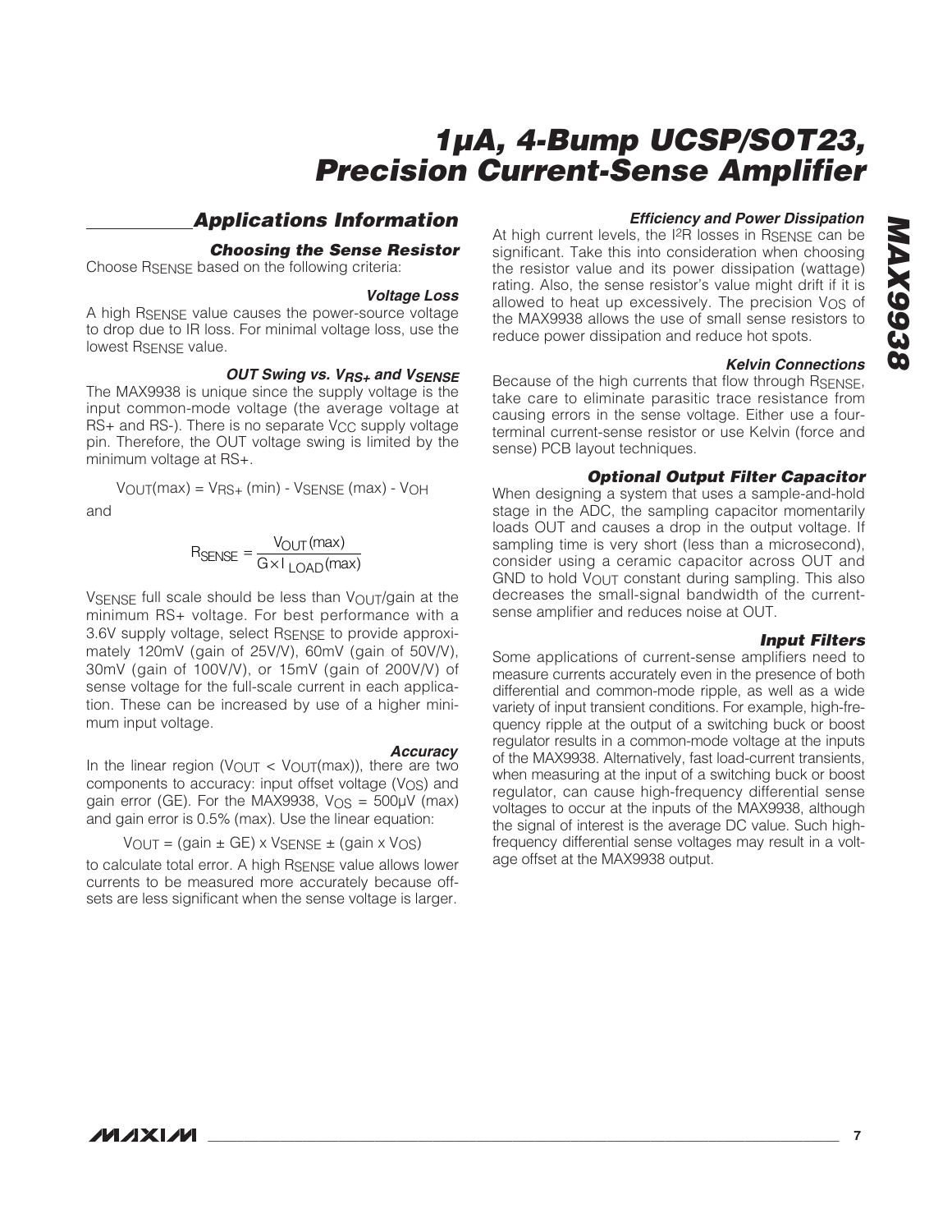## Applications Information

### Choosing the Sense Resistor

Choose $R_{SENSE}$ based on the following criteria:

#### *Voltage Loss*

A high $R_{SENSE}$ value causes the power-source voltage to drop due to IR loss. For minimal voltage loss, use the lowest $R_{SENSE}$ value.

#### *OUT Swing vs. $V_{RS+}$ and $V_{SENSE}$*

The MAX9938 is unique since the supply voltage is the input common-mode voltage (the average voltage at RS+ and RS-). There is no separate $V_{CC}$ supply voltage pin. Therefore, the OUT voltage swing is limited by the minimum voltage at RS+.

$$V_{OUT}(max) = V_{RS+}(min) - V_{SENSE}(max) - V_{OH}$$

and

$$R_{SENSE} = \frac{V_{OUT}(max)}{G \times I_{LOAD}(max)}$$

$V_{SENSE}$ full scale should be less than $V_{OUT}$/gain at the minimum RS+ voltage. For best performance with a 3.6V supply voltage, select $R_{SENSE}$ to provide approximately 120mV (gain of 25V/V), 60mV (gain of 50V/V), 30mV (gain of 100V/V), or 15mV (gain of 200V/V) of sense voltage for the full-scale current in each application. These can be increased by use of a higher minimum input voltage.

#### *Accuracy*

In the linear region ($V_{OUT} < V_{OUT}(max)$), there are two components to accuracy: input offset voltage ($V_{OS}$) and gain error (GE). For the MAX9938, $V_{OS}$ = 500µV (max) and gain error is 0.5% (max). Use the linear equation:

$$V_{OUT} = (\text{gain} \pm \text{GE}) \times V_{SENSE} \pm (\text{gain} \times V_{OS})$$

to calculate total error. A high $R_{SENSE}$ value allows lower currents to be measured more accurately because offsets are less significant when the sense voltage is larger.

#### *Efficiency and Power Dissipation*

At high current levels, the $I^2R$ losses in $R_{SENSE}$ can be significant. Take this into consideration when choosing the resistor value and its power dissipation (wattage) rating. Also, the sense resistor's value might drift if it is allowed to heat up excessively. The precision $V_{OS}$ of the MAX9938 allows the use of small sense resistors to reduce power dissipation and reduce hot spots.

#### *Kelvin Connections*

Because of the high currents that flow through $R_{SENSE}$, take care to eliminate parasitic trace resistance from causing errors in the sense voltage. Either use a four-terminal current-sense resistor or use Kelvin (force and sense) PCB layout techniques.

### Optional Output Filter Capacitor

When designing a system that uses a sample-and-hold stage in the ADC, the sampling capacitor momentarily loads OUT and causes a drop in the output voltage. If sampling time is very short (less than a microsecond), consider using a ceramic capacitor across OUT and GND to hold $V_{OUT}$ constant during sampling. This also decreases the small-signal bandwidth of the current-sense amplifier and reduces noise at OUT.

### Input Filters

Some applications of current-sense amplifiers need to measure currents accurately even in the presence of both differential and common-mode ripple, as well as a wide variety of input transient conditions. For example, high-frequency ripple at the output of a switching buck or boost regulator results in a common-mode voltage at the inputs of the MAX9938. Alternatively, fast load-current transients, when measuring at the input of a switching buck or boost regulator, can cause high-frequency differential sense voltages to occur at the inputs of the MAX9938, although the signal of interest is the average DC value. Such high-frequency differential sense voltages may result in a voltage offset at the MAX9938 output.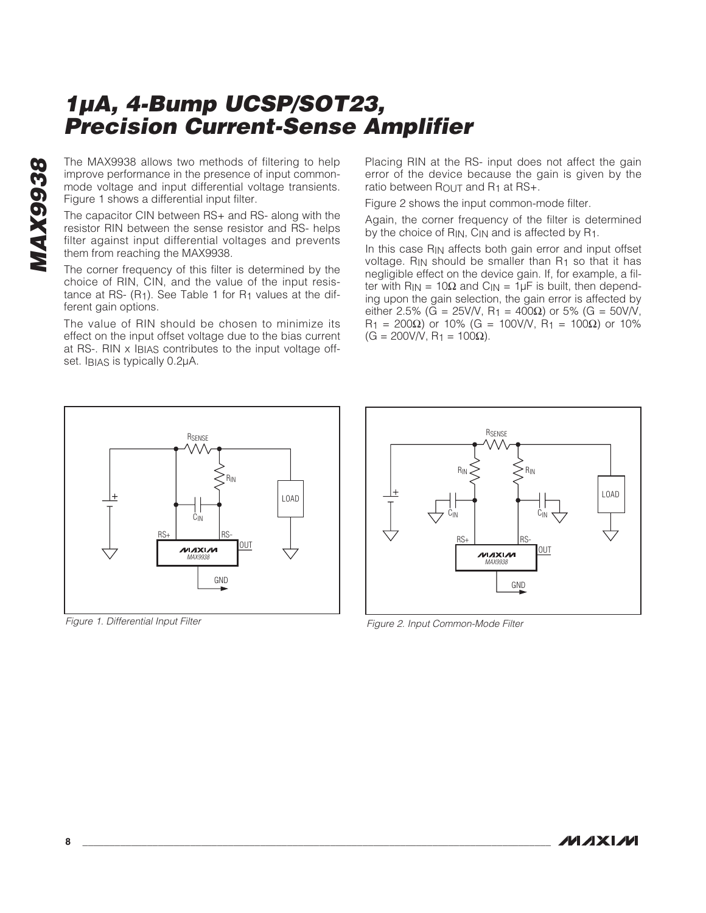The MAX9938 allows two methods of filtering to help improve performance in the presence of input common-mode voltage and input differential voltage transients. Figure 1 shows a differential input filter.

The capacitor CIN between RS+ and RS- along with the resistor RIN between the sense resistor and RS- helps filter against input differential voltages and prevents them from reaching the MAX9938.

The corner frequency of this filter is determined by the choice of RIN, CIN, and the value of the input resistance at RS- ($R_1$). See Table 1 for $R_1$ values at the different gain options.

The value of RIN should be chosen to minimize its effect on the input offset voltage due to the bias current at RS-. RIN x $I_{BIAS}$ contributes to the input voltage offset. $I_{BIAS}$ is typically 0.2µA.

Placing RIN at the RS- input does not affect the gain error of the device because the gain is given by the ratio between $R_{OUT}$ and $R_1$ at RS+.

Figure 2 shows the input common-mode filter.

Again, the corner frequency of the filter is determined by the choice of $R_{IN}$, $C_{IN}$ and is affected by $R_1$.

In this case $R_{IN}$ affects both gain error and input offset voltage. $R_{IN}$ should be smaller than $R_1$ so that it has negligible effect on the device gain. If, for example, a filter with $R_{IN}$ = 10Ω and $C_{IN}$ = 1µF is built, then depending upon the gain selection, the gain error is affected by either 2.5% (G = 25V/V, $R_1$ = 400Ω) or 5% (G = 50V/V, $R_1$ = 200Ω) or 10% (G = 100V/V, $R_1$ = 100Ω) or 10% (G = 200V/V, $R_1$ = 100Ω).

*Figure 1. Differential Input Filter*

*Figure 2. Input Common-Mode Filter*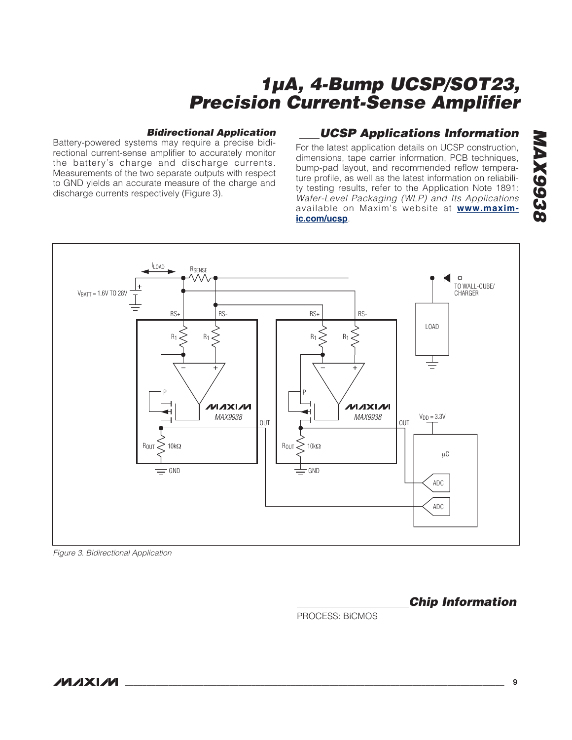### Bidirectional Application

Battery-powered systems may require a precise bidirectional current-sense amplifier to accurately monitor the battery's charge and discharge currents. Measurements of the two separate outputs with respect to GND yields an accurate measure of the charge and discharge currents respectively (Figure 3).

## UCSP Applications Information

For the latest application details on UCSP construction, dimensions, tape carrier information, PCB techniques, bump-pad layout, and recommended reflow temperature profile, as well as the latest information on reliability testing results, refer to the Application Note 1891: *Wafer-Level Packaging (WLP) and Its Applications* available on Maxim's website at **www.maxim-ic.com/ucsp**.

*Figure 3. Bidirectional Application*

## Chip Information

PROCESS: BiCMOS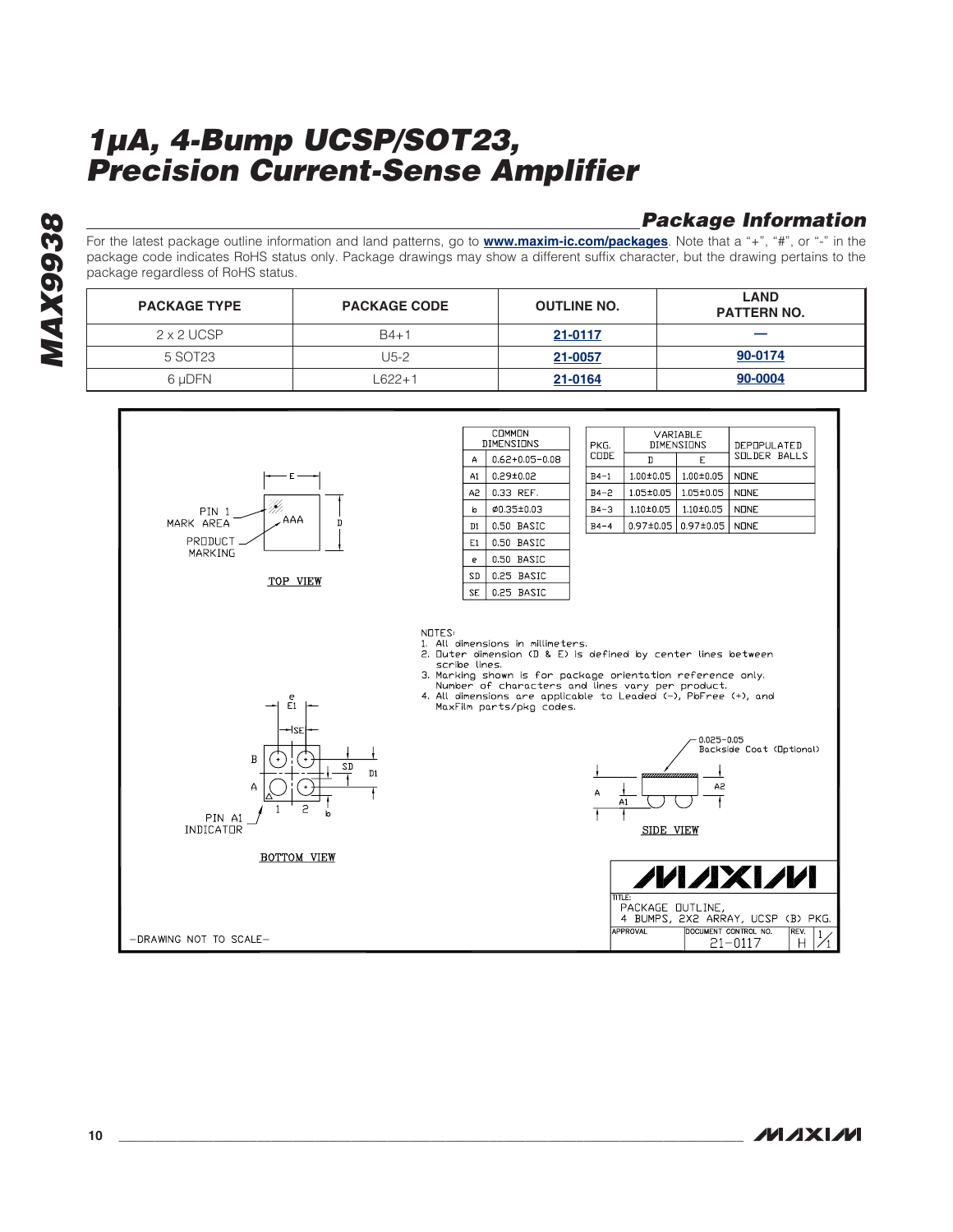## Package Information

For the latest package outline information and land patterns, go to **www.maxim-ic.com/packages**. Note that a "+", "#", or "-" in the package code indicates RoHS status only. Package drawings may show a different suffix character, but the drawing pertains to the package regardless of RoHS status.

| PACKAGE TYPE | PACKAGE CODE | OUTLINE NO. | LAND PATTERN NO. |
|---|---|---|---|
| 2 x 2 UCSP | B4+1 | 21-0117 | — |
| 5 SOT23 | U5-2 | 21-0057 | 90-0174 |
| 6 μDFN | L622+1 | 21-0164 | 90-0004 |

| COMMON DIMENSIONS | |
|---|---|
| A | 0.62+0.05-0.08 |
| A1 | 0.29±0.02 |
| A2 | 0.33 REF. |
| b | Ø0.35±0.03 |
| D1 | 0.50 BASIC |
| E1 | 0.50 BASIC |
| e | 0.50 BASIC |
| SD | 0.25 BASIC |
| SE | 0.25 BASIC |

| PKG. CODE | VARIABLE DIMENSIONS | | DEPOPULATED SOLDER BALLS |
|---|---|---|---|
| | D | E | |
| B4-1 | 1.00±0.05 | 1.00±0.05 | NONE |
| B4-2 | 1.05±0.05 | 1.05±0.05 | NONE |
| B4-3 | 1.10±0.05 | 1.10±0.05 | NONE |
| B4-4 | 0.97±0.05 | 0.97±0.05 | NONE |

TOP VIEW: PIN 1 MARK AREA, AAA, PRODUCT MARKING, E, D

BOTTOM VIEW: e, E1, SE, SD, D1, B, A, 1, 2, b, PIN A1 INDICATOR

SIDE VIEW: 0.025-0.05 Backside Coat (Optional), A, A1, A2

NOTES:
1. All dimensions in millimeters.
2. Outer dimension (D & E) is defined by center lines between scribe lines.
3. Marking shown is for package orientation reference only. Number of characters and lines vary per product.
4. All dimensions are applicable to Leaded (-), PbFree (+), and MaxFilm parts/pkg codes.

MAXIM

TITLE: PACKAGE OUTLINE, 4 BUMPS, 2X2 ARRAY, UCSP (B) PKG.

APPROVAL | DOCUMENT CONTROL NO. 21-0117 | REV. H | 1/1

-DRAWING NOT TO SCALE-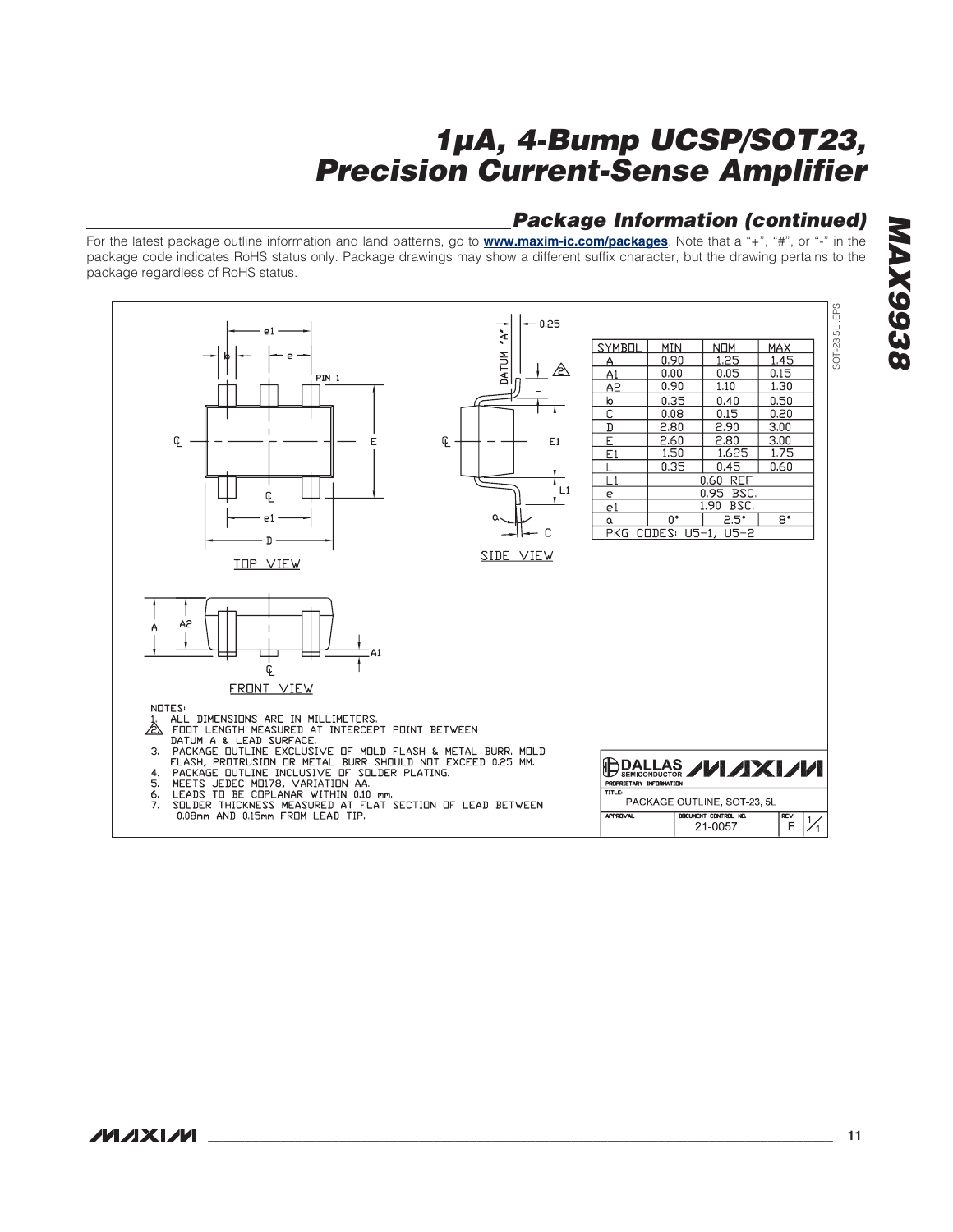## Package Information (continued)

For the latest package outline information and land patterns, go to **www.maxim-ic.com/packages**. Note that a "+", "#", or "-" in the package code indicates RoHS status only. Package drawings may show a different suffix character, but the drawing pertains to the package regardless of RoHS status.

| SYMBOL | MIN | NOM | MAX |
|---|---|---|---|
| A | 0.90 | 1.25 | 1.45 |
| A1 | 0.00 | 0.05 | 0.15 |
| A2 | 0.90 | 1.10 | 1.30 |
| b | 0.35 | 0.40 | 0.50 |
| C | 0.08 | 0.15 | 0.20 |
| D | 2.80 | 2.90 | 3.00 |
| E | 2.60 | 2.80 | 3.00 |
| E1 | 1.50 | 1.625 | 1.75 |
| L | 0.35 | 0.45 | 0.60 |
| L1 | | 0.60 REF | |
| e | | 0.95 BSC. | |
| e1 | | 1.90 BSC. | |
| α | 0° | 2.5° | 8° |
| PKG CODES: U5-1, U5-2 | | | |

NOTES:
1. ALL DIMENSIONS ARE IN MILLIMETERS.
2. FOOT LENGTH MEASURED AT INTERCEPT POINT BETWEEN DATUM A & LEAD SURFACE.
3. PACKAGE OUTLINE EXCLUSIVE OF MOLD FLASH & METAL BURR. MOLD FLASH, PROTRUSION OR METAL BURR SHOULD NOT EXCEED 0.25 MM.
4. PACKAGE OUTLINE INCLUSIVE OF SOLDER PLATING.
5. MEETS JEDEC MO178, VARIATION AA.
6. LEADS TO BE COPLANAR WITHIN 0.10 mm.
7. SOLDER THICKNESS MEASURED AT FLAT SECTION OF LEAD BETWEEN 0.08mm AND 0.15mm FROM LEAD TIP.

DALLAS SEMICONDUCTOR / MAXIM — PROPRIETARY INFORMATION

TITLE: PACKAGE OUTLINE, SOT-23, 5L

DOCUMENT CONTROL NO. 21-0057 REV. F 1/1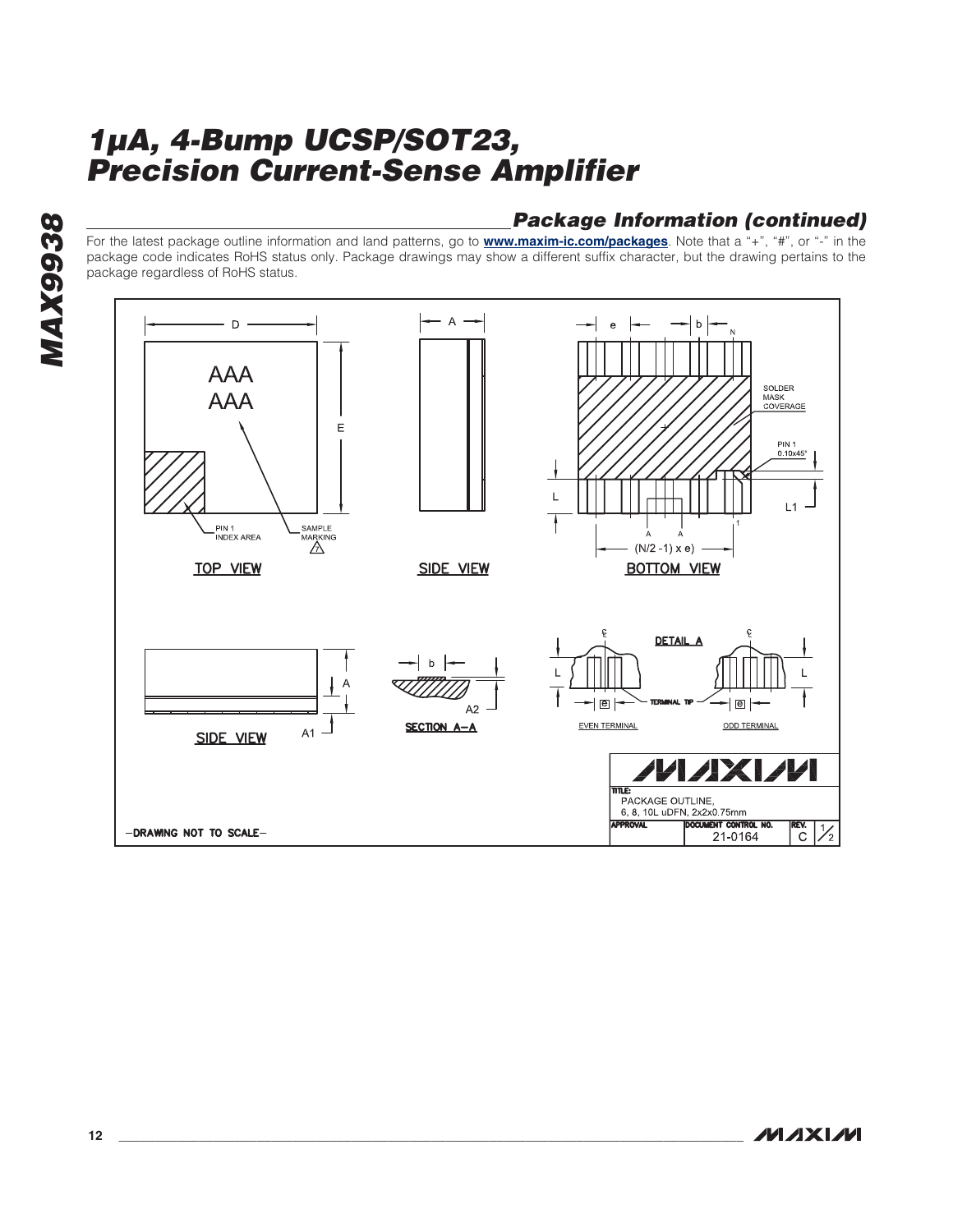## Package Information (continued)

For the latest package outline information and land patterns, go to **www.maxim-ic.com/packages**. Note that a "+", "#", or "-" in the package code indicates RoHS status only. Package drawings may show a different suffix character, but the drawing pertains to the package regardless of RoHS status.

TOP VIEW

SIDE VIEW

BOTTOM VIEW

SIDE VIEW

SECTION A–A

DETAIL A

EVEN TERMINAL

ODD TERMINAL

PIN 1 INDEX AREA

SAMPLE MARKING

SOLDER MASK COVERAGE

PIN 1 0.10x45°

TERMINAL TIP

(N/2 -1) x e)

TITLE: PACKAGE OUTLINE, 6, 8, 10L uDFN, 2x2x0.75mm

DOCUMENT CONTROL NO. 21-0164

REV. C

1/2

–DRAWING NOT TO SCALE–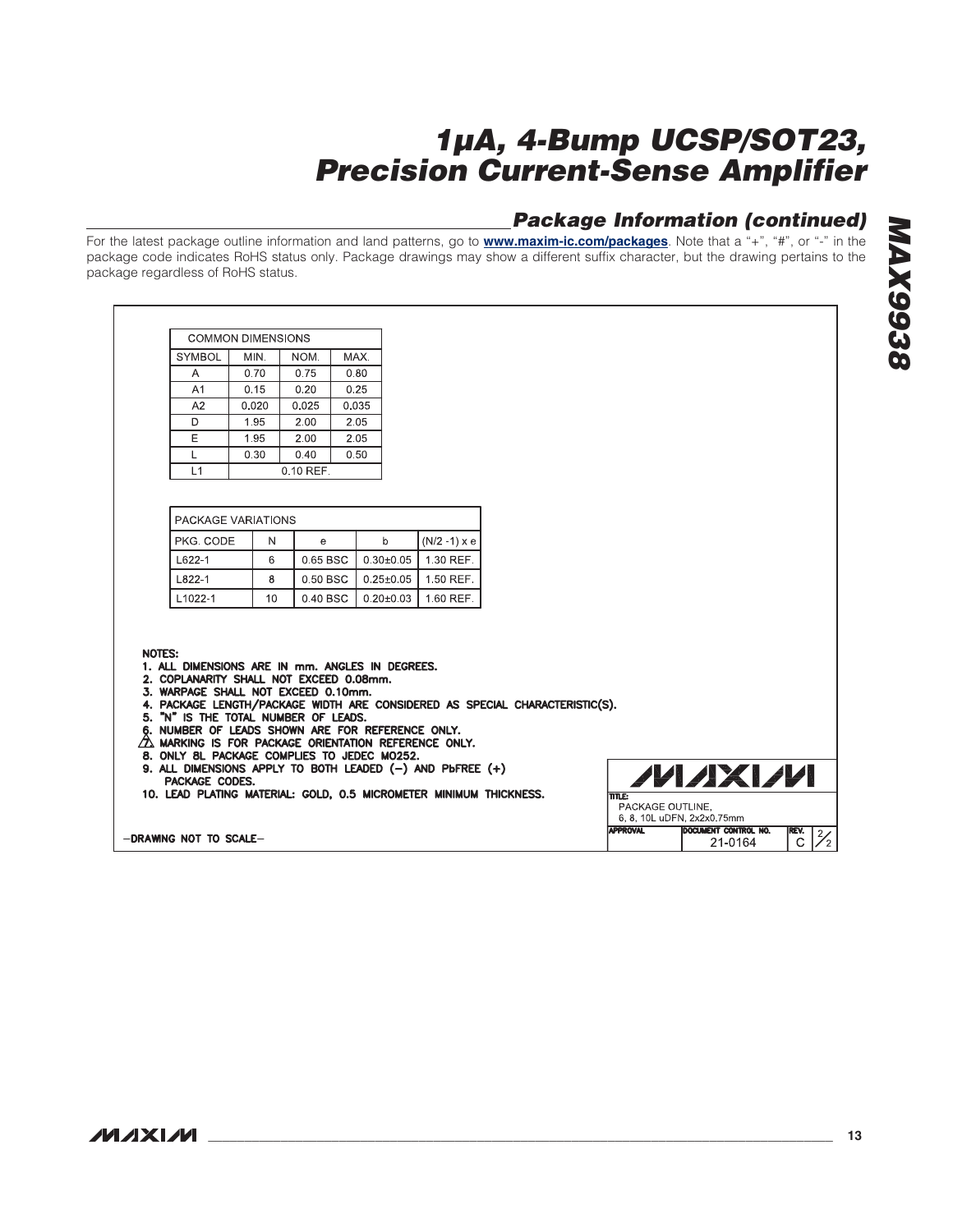## Package Information (continued)

For the latest package outline information and land patterns, go to **www.maxim-ic.com/packages**. Note that a "+", "#", or "-" in the package code indicates RoHS status only. Package drawings may show a different suffix character, but the drawing pertains to the package regardless of RoHS status.

| COMMON DIMENSIONS | | | |
|---|---|---|---|
| SYMBOL | MIN. | NOM. | MAX. |
| A | 0.70 | 0.75 | 0.80 |
| A1 | 0.15 | 0.20 | 0.25 |
| A2 | 0.020 | 0.025 | 0.035 |
| D | 1.95 | 2.00 | 2.05 |
| E | 1.95 | 2.00 | 2.05 |
| L | 0.30 | 0.40 | 0.50 |
| L1 | 0.10 REF. | | |

| PACKAGE VARIATIONS | | | | |
|---|---|---|---|---|
| PKG. CODE | N | e | b | (N/2 -1) x e |
| L622-1 | 6 | 0.65 BSC | 0.30±0.05 | 1.30 REF. |
| L822-1 | 8 | 0.50 BSC | 0.25±0.05 | 1.50 REF. |
| L1022-1 | 10 | 0.40 BSC | 0.20±0.03 | 1.60 REF. |

NOTES:
1. ALL DIMENSIONS ARE IN mm. ANGLES IN DEGREES.
2. COPLANARITY SHALL NOT EXCEED 0.08mm.
3. WARPAGE SHALL NOT EXCEED 0.10mm.
4. PACKAGE LENGTH/PACKAGE WIDTH ARE CONSIDERED AS SPECIAL CHARACTERISTIC(S).
5. "N" IS THE TOTAL NUMBER OF LEADS.
6. NUMBER OF LEADS SHOWN ARE FOR REFERENCE ONLY.
7. MARKING IS FOR PACKAGE ORIENTATION REFERENCE ONLY.
8. ONLY 8L PACKAGE COMPLIES TO JEDEC MO252.
9. ALL DIMENSIONS APPLY TO BOTH LEADED (–) AND PbFREE (+) PACKAGE CODES.
10. LEAD PLATING MATERIAL: GOLD, 0.5 MICROMETER MINIMUM THICKNESS.

–DRAWING NOT TO SCALE–

MAXIM

TITLE: PACKAGE OUTLINE, 6, 8, 10L uDFN, 2x2x0.75mm

| APPROVAL | DOCUMENT CONTROL NO. | REV. | |
|---|---|---|---|
| | 21-0164 | C | 2/2 |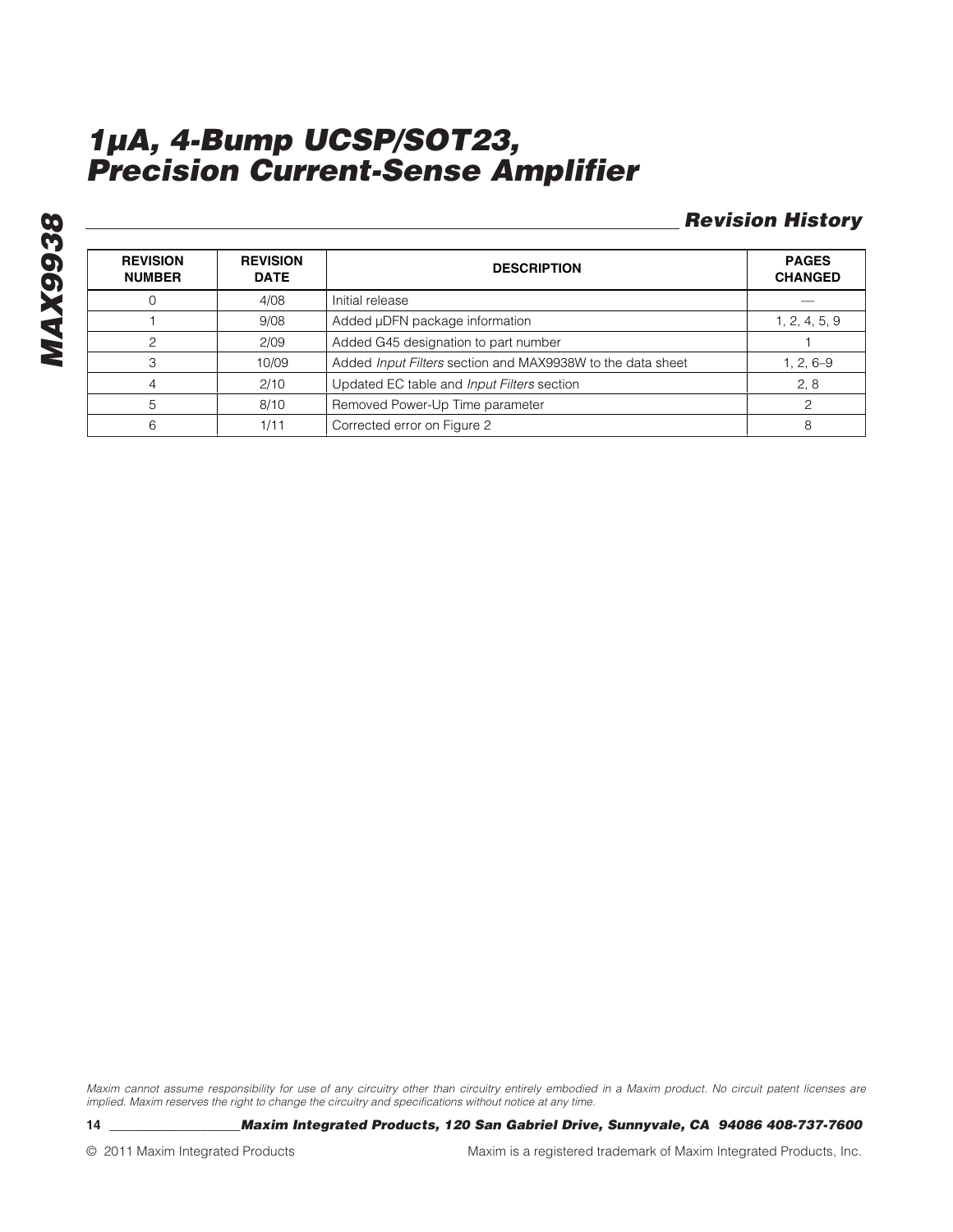## Revision History

| REVISION NUMBER | REVISION DATE | DESCRIPTION | PAGES CHANGED |
|---|---|---|---|
| 0 | 4/08 | Initial release | — |
| 1 | 9/08 | Added μDFN package information | 1, 2, 4, 5, 9 |
| 2 | 2/09 | Added G45 designation to part number | 1 |
| 3 | 10/09 | Added *Input Filters* section and MAX9938W to the data sheet | 1, 2, 6–9 |
| 4 | 2/10 | Updated EC table and *Input Filters* section | 2, 8 |
| 5 | 8/10 | Removed Power-Up Time parameter | 2 |
| 6 | 1/11 | Corrected error on Figure 2 | 8 |

*Maxim cannot assume responsibility for use of any circuitry other than circuitry entirely embodied in a Maxim product. No circuit patent licenses are implied. Maxim reserves the right to change the circuitry and specifications without notice at any time.*

***Maxim Integrated Products, 120 San Gabriel Drive, Sunnyvale, CA 94086 408-737-7600***

© 2011 Maxim Integrated Products

Maxim is a registered trademark of Maxim Integrated Products, Inc.